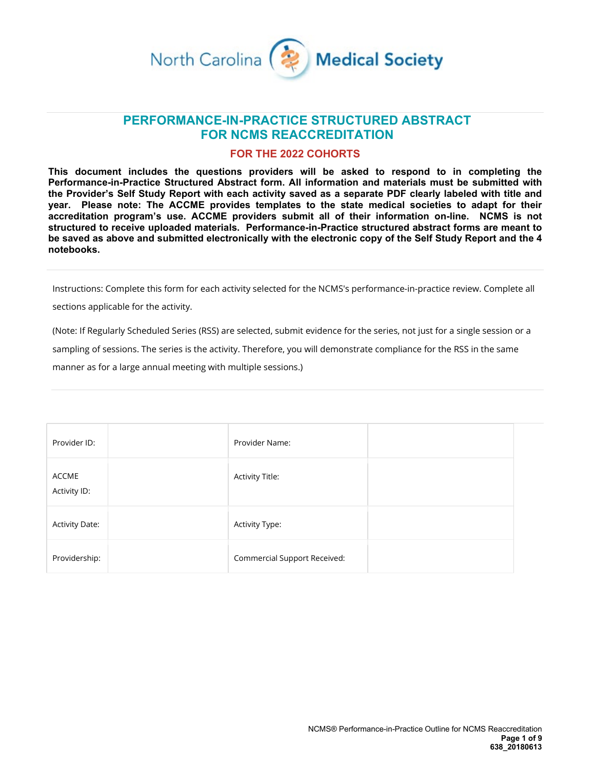North Carolina Medical Society

# PERFORMANCE-IN-PRACTICE STRUCTURED ABSTRACT FOR NCMS REACCREDITATION

## FOR THE 2022 COHORTS

**This document includes the questions providers will be asked to respond to in completing the Performance-in-Practice Structured Abstract form. All information and materials must be submitted with the Provider's Self Study Report with each activity saved as a separate PDF clearly labeled with title and year. Please note: The ACCME provides templates to the state medical societies to adapt for their accreditation program's use. ACCME providers submit all of their information on-line. NCMS is not structured to receive uploaded materials. Performance-in-Practice structured abstract forms are meant to be saved as above and submitted electronically with the electronic copy of the Self Study Report and the 4 notebooks.**

Instructions: Complete this form for each activity selected for the NCMS's performance-in-practice review. Complete all sections applicable for the activity.

(Note: If Regularly Scheduled Series (RSS) are selected, submit evidence for the series, not just for a single session or a sampling of sessions. The series is the activity. Therefore, you will demonstrate compliance for the RSS in the same manner as for a large annual meeting with multiple sessions.)

| | | | |
|---|---|---|---|
| Provider ID: | | Provider Name: | |
| ACCME Activity ID: | | Activity Title: | |
| Activity Date: | | Activity Type: | |
| Providership: | | Commercial Support Received: | |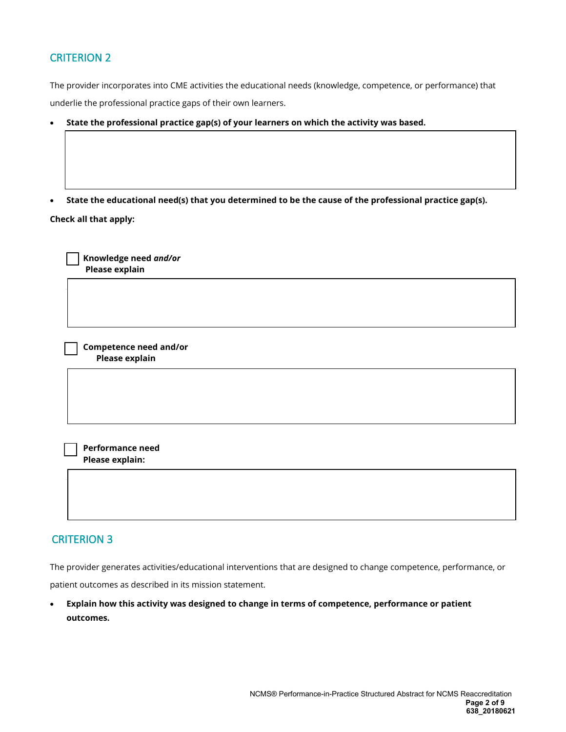## CRITERION 2

The provider incorporates into CME activities the educational needs (knowledge, competence, or performance) that underlie the professional practice gaps of their own learners.

- **State the professional practice gap(s) of your learners on which the activity was based.**

- **State the educational need(s) that you determined to be the cause of the professional practice gap(s).**

**Check all that apply:**

☐ **Knowledge need *and/or***
**Please explain**

☐ **Competence need and/or**
**Please explain**

☐ **Performance need**
**Please explain:**

## CRITERION 3

The provider generates activities/educational interventions that are designed to change competence, performance, or patient outcomes as described in its mission statement.

- **Explain how this activity was designed to change in terms of competence, performance or patient outcomes.**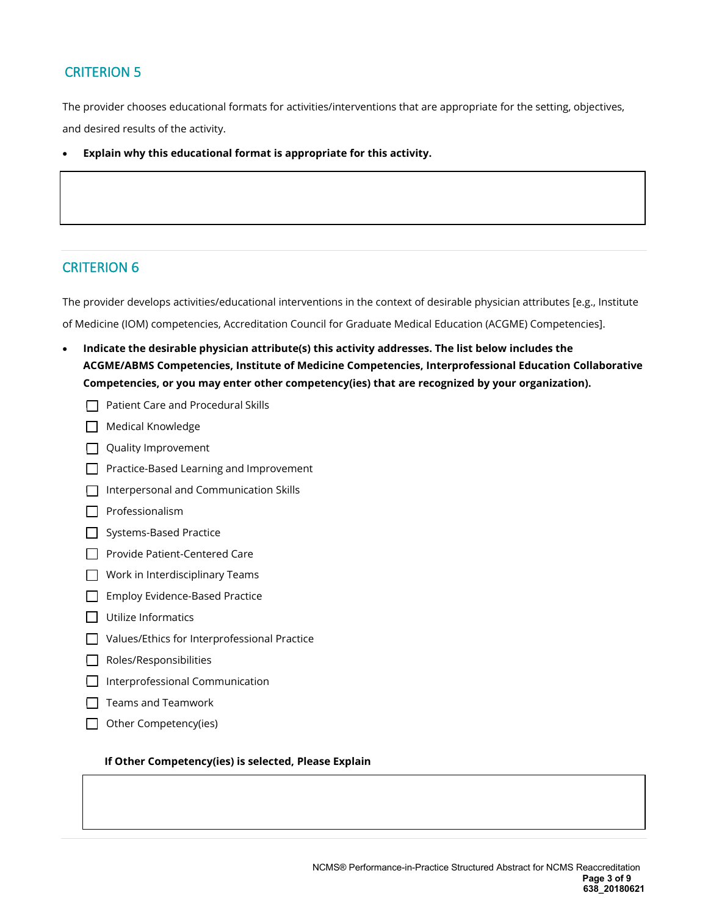## CRITERION 5

The provider chooses educational formats for activities/interventions that are appropriate for the setting, objectives, and desired results of the activity.

- **Explain why this educational format is appropriate for this activity.**

| |
|---|
| |

## CRITERION 6

The provider develops activities/educational interventions in the context of desirable physician attributes [e.g., Institute of Medicine (IOM) competencies, Accreditation Council for Graduate Medical Education (ACGME) Competencies].

- **Indicate the desirable physician attribute(s) this activity addresses. The list below includes the ACGME/ABMS Competencies, Institute of Medicine Competencies, Interprofessional Education Collaborative Competencies, or you may enter other competency(ies) that are recognized by your organization).**

  - [ ] Patient Care and Procedural Skills
  - [ ] Medical Knowledge
  - [ ] Quality Improvement
  - [ ] Practice-Based Learning and Improvement
  - [ ] Interpersonal and Communication Skills
  - [ ] Professionalism
  - [ ] Systems-Based Practice
  - [ ] Provide Patient-Centered Care
  - [ ] Work in Interdisciplinary Teams
  - [ ] Employ Evidence-Based Practice
  - [ ] Utilize Informatics
  - [ ] Values/Ethics for Interprofessional Practice
  - [ ] Roles/Responsibilities
  - [ ] Interprofessional Communication
  - [ ] Teams and Teamwork
  - [ ] Other Competency(ies)

  **If Other Competency(ies) is selected, Please Explain**

| |
|---|
| |

NCMS® Performance-in-Practice Structured Abstract for NCMS Reaccreditation
**638_20180621**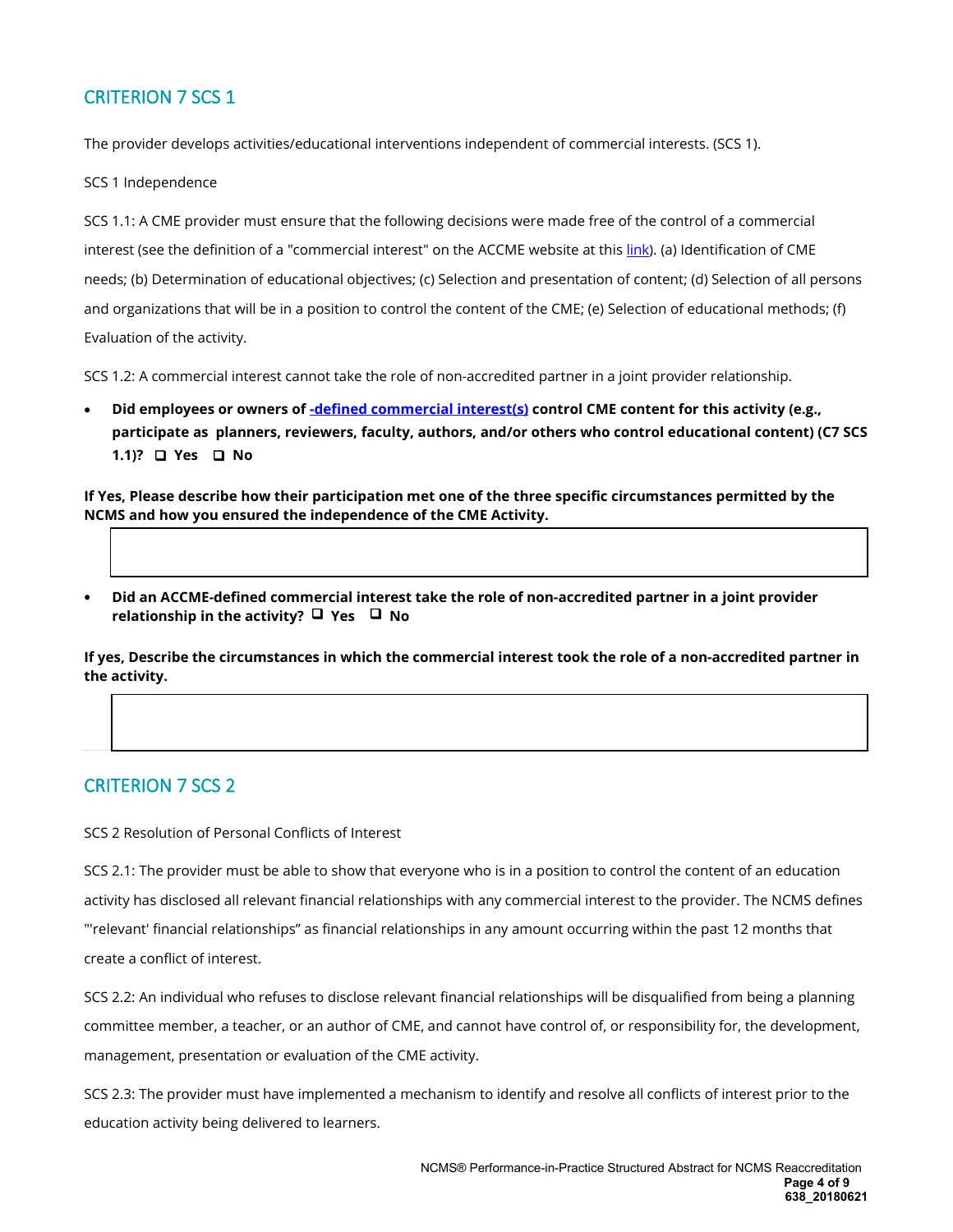## CRITERION 7 SCS 1

The provider develops activities/educational interventions independent of commercial interests. (SCS 1).

SCS 1 Independence

SCS 1.1: A CME provider must ensure that the following decisions were made free of the control of a commercial interest (see the definition of a "commercial interest" on the ACCME website at this link). (a) Identification of CME needs; (b) Determination of educational objectives; (c) Selection and presentation of content; (d) Selection of all persons and organizations that will be in a position to control the content of the CME; (e) Selection of educational methods; (f) Evaluation of the activity.

SCS 1.2: A commercial interest cannot take the role of non-accredited partner in a joint provider relationship.

- **Did employees or owners of -defined commercial interest(s) control CME content for this activity (e.g., participate as planners, reviewers, faculty, authors, and/or others who control educational content) (C7 SCS 1.1)? ❑ Yes ❑ No**

**If Yes, Please describe how their participation met one of the three specific circumstances permitted by the NCMS and how you ensured the independence of the CME Activity.**

| |
|---|
| |

- **Did an ACCME-defined commercial interest take the role of non-accredited partner in a joint provider relationship in the activity? ❑ Yes ❑ No**

**If yes, Describe the circumstances in which the commercial interest took the role of a non-accredited partner in the activity.**

| |
|---|
| |

## CRITERION 7 SCS 2

SCS 2 Resolution of Personal Conflicts of Interest

SCS 2.1: The provider must be able to show that everyone who is in a position to control the content of an education activity has disclosed all relevant financial relationships with any commercial interest to the provider. The NCMS defines "'relevant' financial relationships" as financial relationships in any amount occurring within the past 12 months that create a conflict of interest.

SCS 2.2: An individual who refuses to disclose relevant financial relationships will be disqualified from being a planning committee member, a teacher, or an author of CME, and cannot have control of, or responsibility for, the development, management, presentation or evaluation of the CME activity.

SCS 2.3: The provider must have implemented a mechanism to identify and resolve all conflicts of interest prior to the education activity being delivered to learners.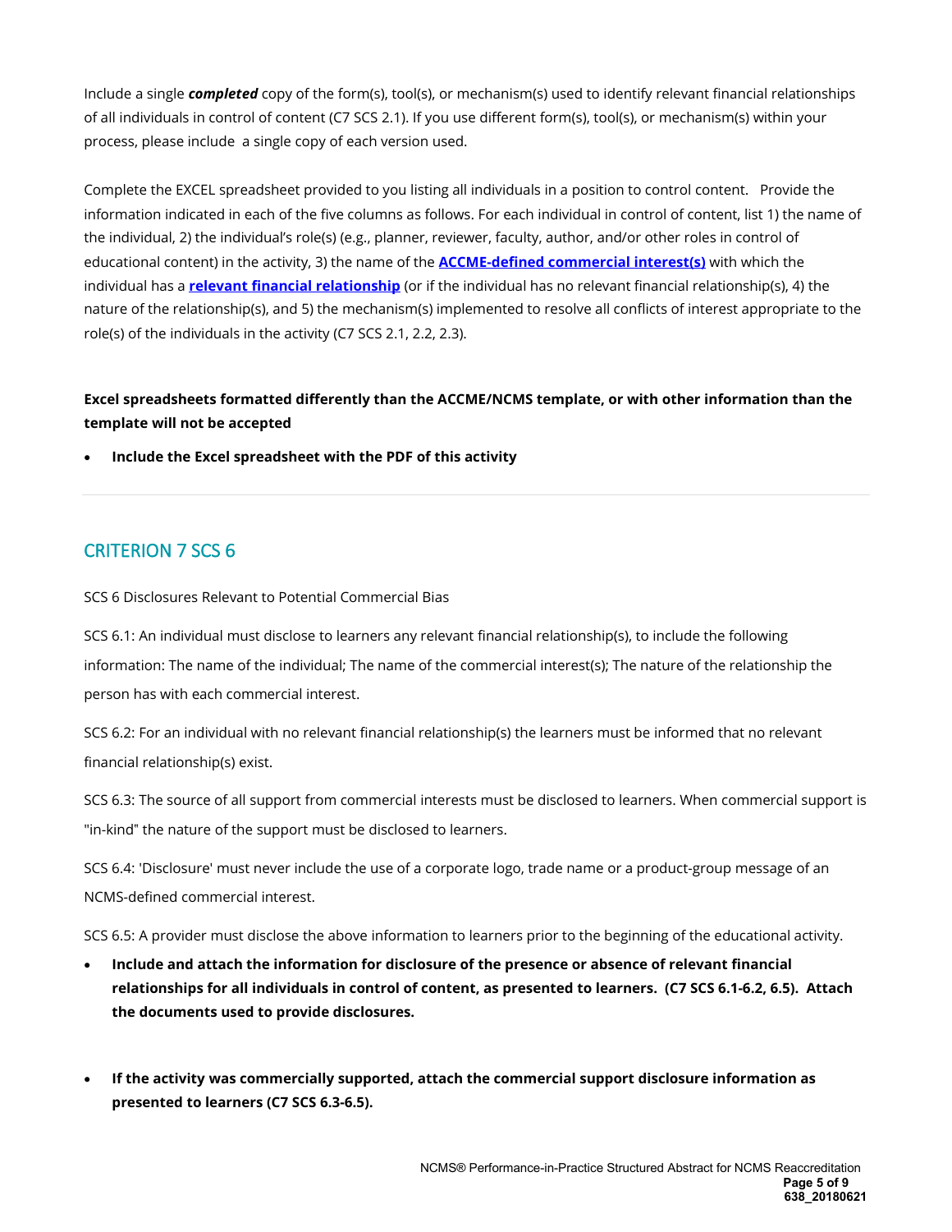Include a single ***completed*** copy of the form(s), tool(s), or mechanism(s) used to identify relevant financial relationships of all individuals in control of content (C7 SCS 2.1). If you use different form(s), tool(s), or mechanism(s) within your process, please include a single copy of each version used.

Complete the EXCEL spreadsheet provided to you listing all individuals in a position to control content. Provide the information indicated in each of the five columns as follows. For each individual in control of content, list 1) the name of the individual, 2) the individual's role(s) (e.g., planner, reviewer, faculty, author, and/or other roles in control of educational content) in the activity, 3) the name of the **ACCME-defined commercial interest(s)** with which the individual has a **relevant financial relationship** (or if the individual has no relevant financial relationship(s), 4) the nature of the relationship(s), and 5) the mechanism(s) implemented to resolve all conflicts of interest appropriate to the role(s) of the individuals in the activity (C7 SCS 2.1, 2.2, 2.3).

**Excel spreadsheets formatted differently than the ACCME/NCMS template, or with other information than the template will not be accepted**

- **Include the Excel spreadsheet with the PDF of this activity**

---

## CRITERION 7 SCS 6

SCS 6 Disclosures Relevant to Potential Commercial Bias

SCS 6.1: An individual must disclose to learners any relevant financial relationship(s), to include the following information: The name of the individual; The name of the commercial interest(s); The nature of the relationship the person has with each commercial interest.

SCS 6.2: For an individual with no relevant financial relationship(s) the learners must be informed that no relevant financial relationship(s) exist.

SCS 6.3: The source of all support from commercial interests must be disclosed to learners. When commercial support is "in-kind" the nature of the support must be disclosed to learners.

SCS 6.4: 'Disclosure' must never include the use of a corporate logo, trade name or a product-group message of an NCMS-defined commercial interest.

SCS 6.5: A provider must disclose the above information to learners prior to the beginning of the educational activity.

- **Include and attach the information for disclosure of the presence or absence of relevant financial relationships for all individuals in control of content, as presented to learners. (C7 SCS 6.1-6.2, 6.5). Attach the documents used to provide disclosures.**

- **If the activity was commercially supported, attach the commercial support disclosure information as presented to learners (C7 SCS 6.3-6.5).**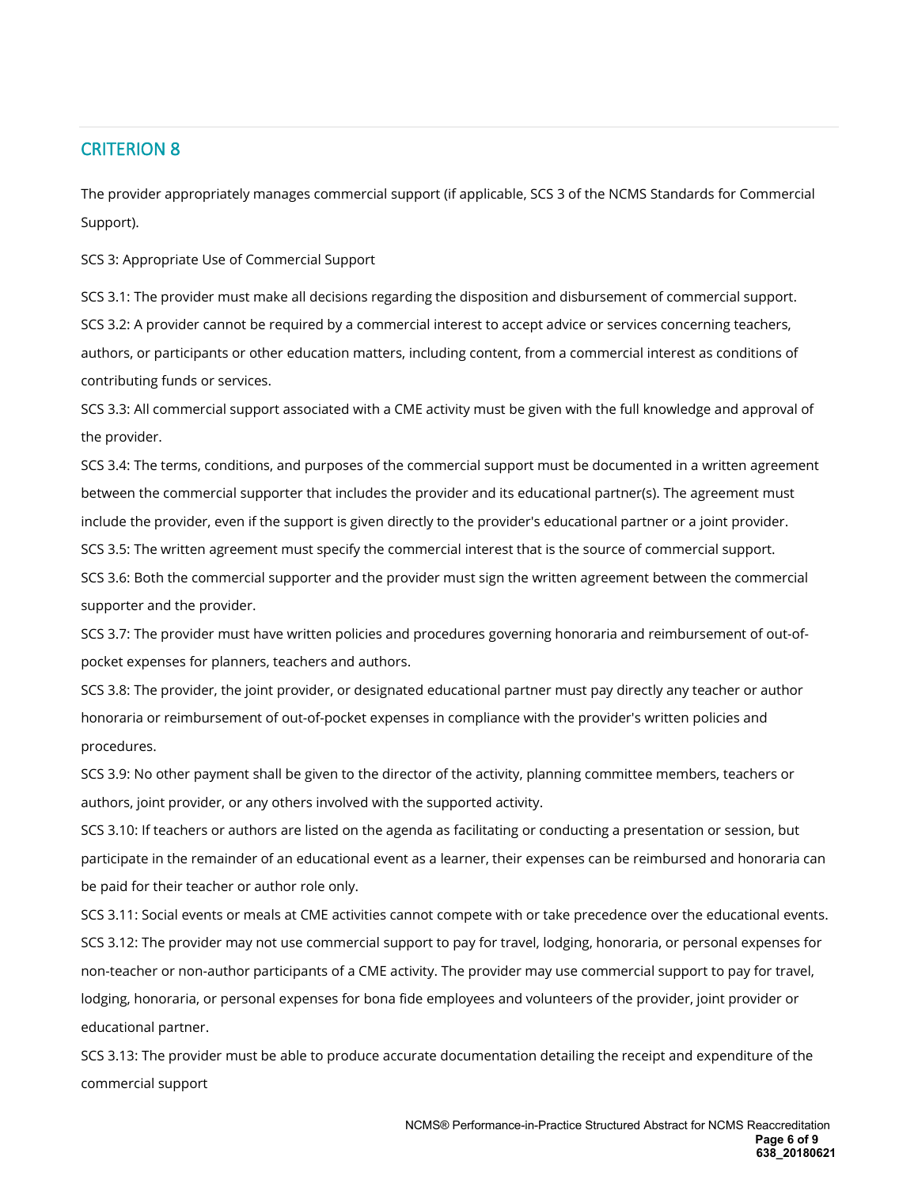## CRITERION 8

The provider appropriately manages commercial support (if applicable, SCS 3 of the NCMS Standards for Commercial Support).

SCS 3: Appropriate Use of Commercial Support

SCS 3.1: The provider must make all decisions regarding the disposition and disbursement of commercial support.

SCS 3.2: A provider cannot be required by a commercial interest to accept advice or services concerning teachers, authors, or participants or other education matters, including content, from a commercial interest as conditions of contributing funds or services.

SCS 3.3: All commercial support associated with a CME activity must be given with the full knowledge and approval of the provider.

SCS 3.4: The terms, conditions, and purposes of the commercial support must be documented in a written agreement between the commercial supporter that includes the provider and its educational partner(s). The agreement must include the provider, even if the support is given directly to the provider's educational partner or a joint provider.

SCS 3.5: The written agreement must specify the commercial interest that is the source of commercial support.

SCS 3.6: Both the commercial supporter and the provider must sign the written agreement between the commercial supporter and the provider.

SCS 3.7: The provider must have written policies and procedures governing honoraria and reimbursement of out-of-pocket expenses for planners, teachers and authors.

SCS 3.8: The provider, the joint provider, or designated educational partner must pay directly any teacher or author honoraria or reimbursement of out-of-pocket expenses in compliance with the provider's written policies and procedures.

SCS 3.9: No other payment shall be given to the director of the activity, planning committee members, teachers or authors, joint provider, or any others involved with the supported activity.

SCS 3.10: If teachers or authors are listed on the agenda as facilitating or conducting a presentation or session, but participate in the remainder of an educational event as a learner, their expenses can be reimbursed and honoraria can be paid for their teacher or author role only.

SCS 3.11: Social events or meals at CME activities cannot compete with or take precedence over the educational events.

SCS 3.12: The provider may not use commercial support to pay for travel, lodging, honoraria, or personal expenses for non-teacher or non-author participants of a CME activity. The provider may use commercial support to pay for travel, lodging, honoraria, or personal expenses for bona fide employees and volunteers of the provider, joint provider or educational partner.

SCS 3.13: The provider must be able to produce accurate documentation detailing the receipt and expenditure of the commercial support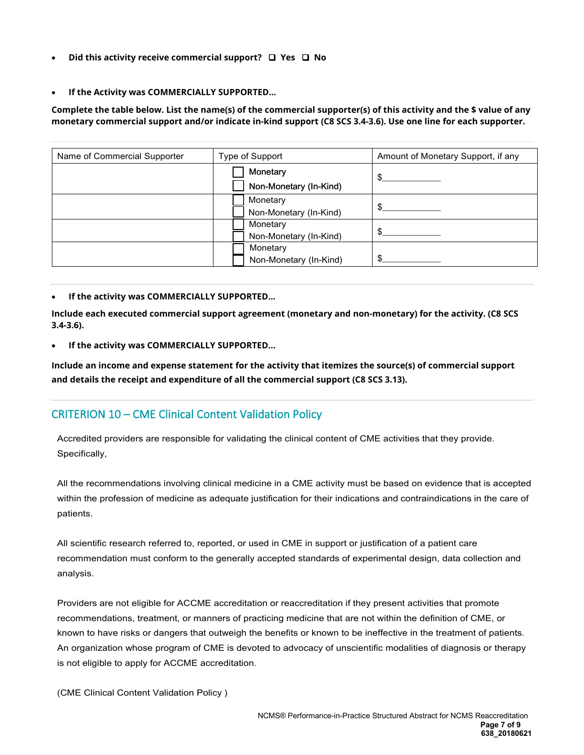- **Did this activity receive commercial support?** ☐ **Yes** ☐ **No**

- **If the Activity was COMMERCIALLY SUPPORTED…**

**Complete the table below. List the name(s) of the commercial supporter(s) of this activity and the $ value of any monetary commercial support and/or indicate in-kind support (C8 SCS 3.4-3.6). Use one line for each supporter.**

| Name of Commercial Supporter | Type of Support | Amount of Monetary Support, if any |
| --- | --- | --- |
| | ☐ Monetary<br>☐ Non-Monetary (In-Kind) | $____________ |
| | ☐ Monetary<br>☐ Non-Monetary (In-Kind) | $____________ |
| | ☐ Monetary<br>☐ Non-Monetary (In-Kind) | $____________ |
| | ☐ Monetary<br>☐ Non-Monetary (In-Kind) | $____________ |

- **If the activity was COMMERCIALLY SUPPORTED…**

**Include each executed commercial support agreement (monetary and non-monetary) for the activity. (C8 SCS 3.4-3.6).**

- **If the activity was COMMERCIALLY SUPPORTED…**

**Include an income and expense statement for the activity that itemizes the source(s) of commercial support and details the receipt and expenditure of all the commercial support (C8 SCS 3.13).**

## CRITERION 10 – CME Clinical Content Validation Policy

Accredited providers are responsible for validating the clinical content of CME activities that they provide. Specifically,

All the recommendations involving clinical medicine in a CME activity must be based on evidence that is accepted within the profession of medicine as adequate justification for their indications and contraindications in the care of patients.

All scientific research referred to, reported, or used in CME in support or justification of a patient care recommendation must conform to the generally accepted standards of experimental design, data collection and analysis.

Providers are not eligible for ACCME accreditation or reaccreditation if they present activities that promote recommendations, treatment, or manners of practicing medicine that are not within the definition of CME, or known to have risks or dangers that outweigh the benefits or known to be ineffective in the treatment of patients. An organization whose program of CME is devoted to advocacy of unscientific modalities of diagnosis or therapy is not eligible to apply for ACCME accreditation.

(CME Clinical Content Validation Policy )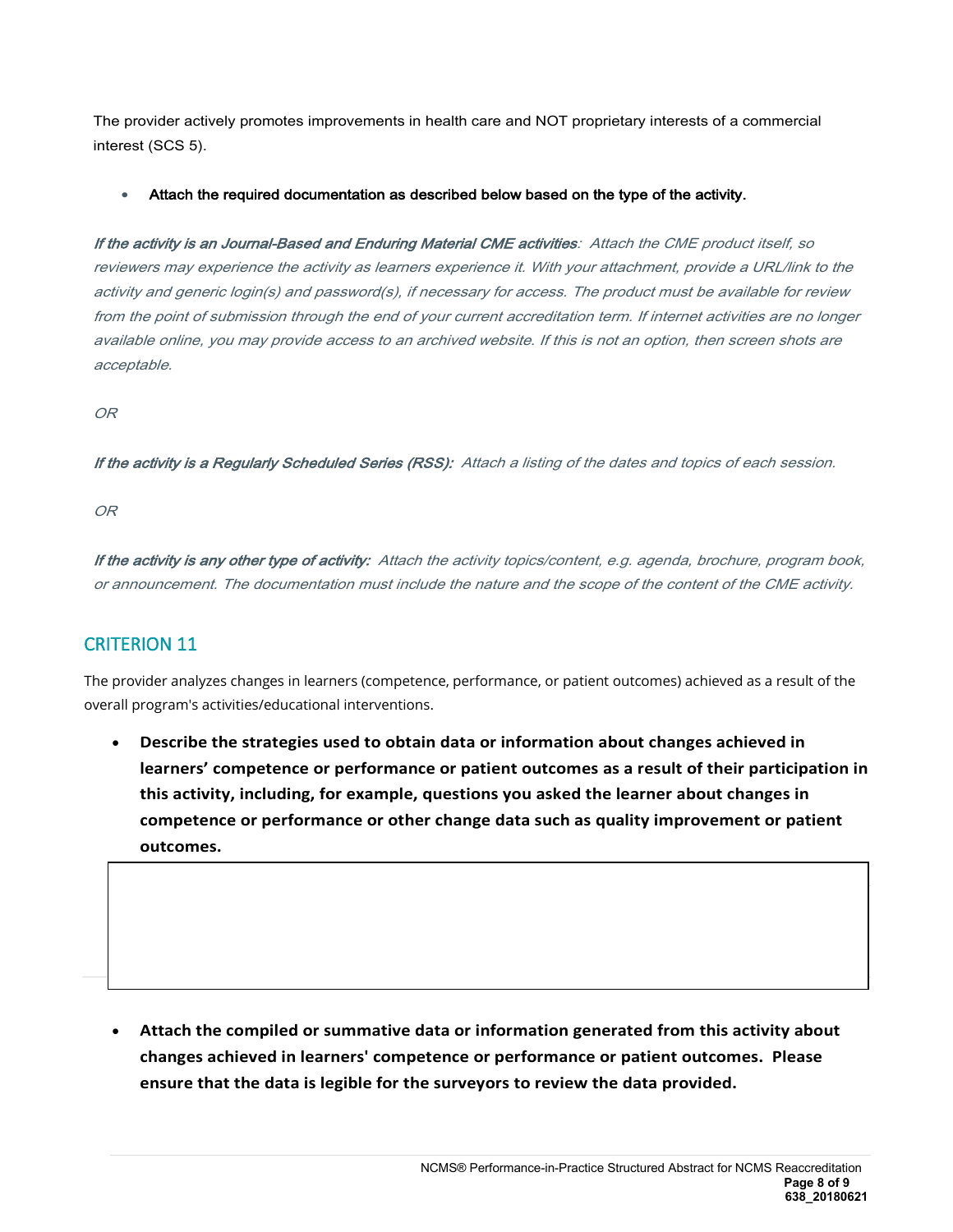The provider actively promotes improvements in health care and NOT proprietary interests of a commercial interest (SCS 5).

- **Attach the required documentation as described below based on the type of the activity.**

***If the activity is an Journal-Based and Enduring Material CME activities**:* *Attach the CME product itself, so reviewers may experience the activity as learners experience it. With your attachment, provide a URL/link to the activity and generic login(s) and password(s), if necessary for access. The product must be available for review from the point of submission through the end of your current accreditation term. If internet activities are no longer available online, you may provide access to an archived website. If this is not an option, then screen shots are acceptable.*

*OR*

***If the activity is a Regularly Scheduled Series (RSS):*** *Attach a listing of the dates and topics of each session.*

*OR*

***If the activity is any other type of activity:*** *Attach the activity topics/content, e.g. agenda, brochure, program book, or announcement. The documentation must include the nature and the scope of the content of the CME activity.*

## CRITERION 11

The provider analyzes changes in learners (competence, performance, or patient outcomes) achieved as a result of the overall program's activities/educational interventions.

- **Describe the strategies used to obtain data or information about changes achieved in learners' competence or performance or patient outcomes as a result of their participation in this activity, including, for example, questions you asked the learner about changes in competence or performance or other change data such as quality improvement or patient outcomes.**

|   |
|---|
|   |

- **Attach the compiled or summative data or information generated from this activity about changes achieved in learners' competence or performance or patient outcomes. Please ensure that the data is legible for the surveyors to review the data provided.**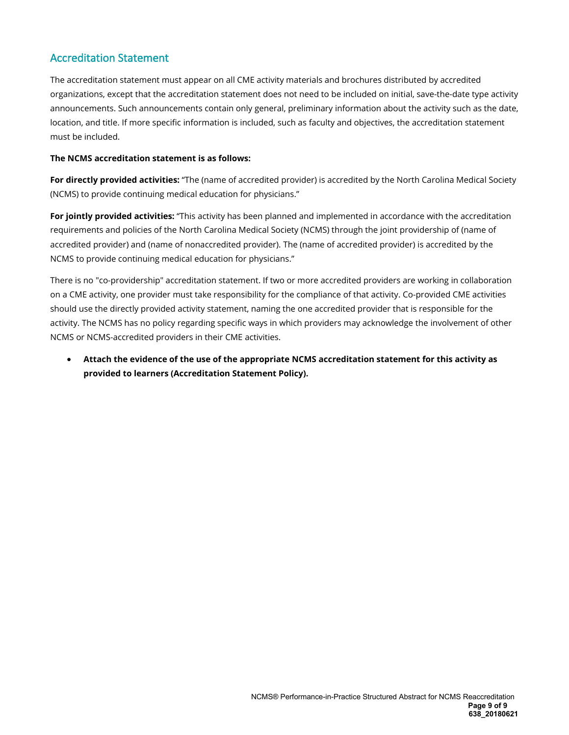## Accreditation Statement

The accreditation statement must appear on all CME activity materials and brochures distributed by accredited organizations, except that the accreditation statement does not need to be included on initial, save-the-date type activity announcements. Such announcements contain only general, preliminary information about the activity such as the date, location, and title. If more specific information is included, such as faculty and objectives, the accreditation statement must be included.

**The NCMS accreditation statement is as follows:**

**For directly provided activities:** "The (name of accredited provider) is accredited by the North Carolina Medical Society (NCMS) to provide continuing medical education for physicians."

**For jointly provided activities:** "This activity has been planned and implemented in accordance with the accreditation requirements and policies of the North Carolina Medical Society (NCMS) through the joint providership of (name of accredited provider) and (name of nonaccredited provider). The (name of accredited provider) is accredited by the NCMS to provide continuing medical education for physicians."

There is no "co-providership" accreditation statement. If two or more accredited providers are working in collaboration on a CME activity, one provider must take responsibility for the compliance of that activity. Co-provided CME activities should use the directly provided activity statement, naming the one accredited provider that is responsible for the activity. The NCMS has no policy regarding specific ways in which providers may acknowledge the involvement of other NCMS or NCMS-accredited providers in their CME activities.

- **Attach the evidence of the use of the appropriate NCMS accreditation statement for this activity as provided to learners (Accreditation Statement Policy).**